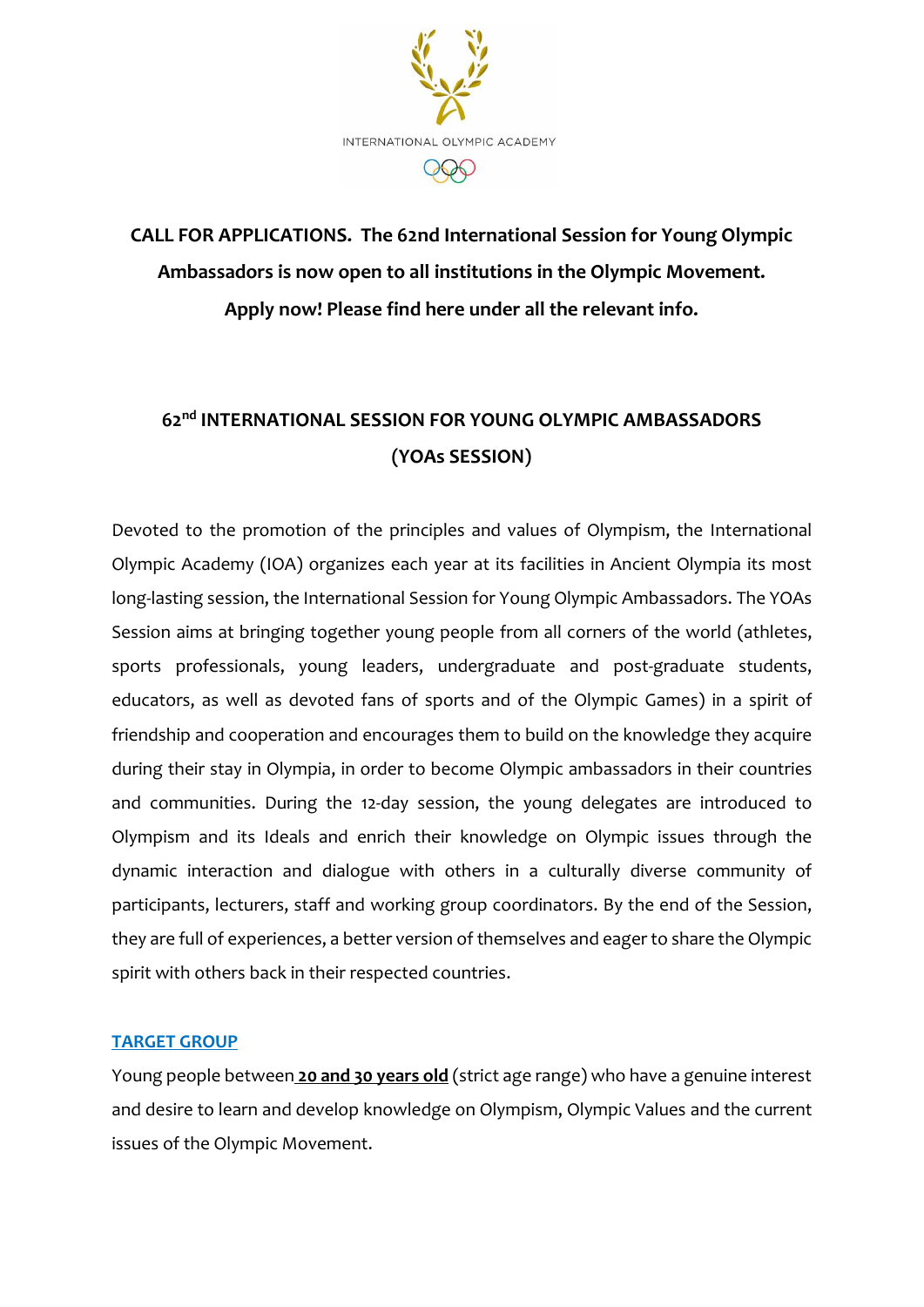INTERNATIONAL OLYMPIC ACADEMY

**CALL FOR APPLICATIONS. The 62nd International Session for Young Olympic Ambassadors is now open to all institutions in the Olympic Movement. Apply now! Please find here under all the relevant info.**

# 62nd INTERNATIONAL SESSION FOR YOUNG OLYMPIC AMBASSADORS (YOAs SESSION)

Devoted to the promotion of the principles and values of Olympism, the International Olympic Academy (IOA) organizes each year at its facilities in Ancient Olympia its most long-lasting session, the International Session for Young Olympic Ambassadors. The YOAs Session aims at bringing together young people from all corners of the world (athletes, sports professionals, young leaders, undergraduate and post-graduate students, educators, as well as devoted fans of sports and of the Olympic Games) in a spirit of friendship and cooperation and encourages them to build on the knowledge they acquire during their stay in Olympia, in order to become Olympic ambassadors in their countries and communities. During the 12-day session, the young delegates are introduced to Olympism and its Ideals and enrich their knowledge on Olympic issues through the dynamic interaction and dialogue with others in a culturally diverse community of participants, lecturers, staff and working group coordinators. By the end of the Session, they are full of experiences, a better version of themselves and eager to share the Olympic spirit with others back in their respected countries.

## TARGET GROUP

Young people between **20 and 30 years old** (strict age range) who have a genuine interest and desire to learn and develop knowledge on Olympism, Olympic Values and the current issues of the Olympic Movement.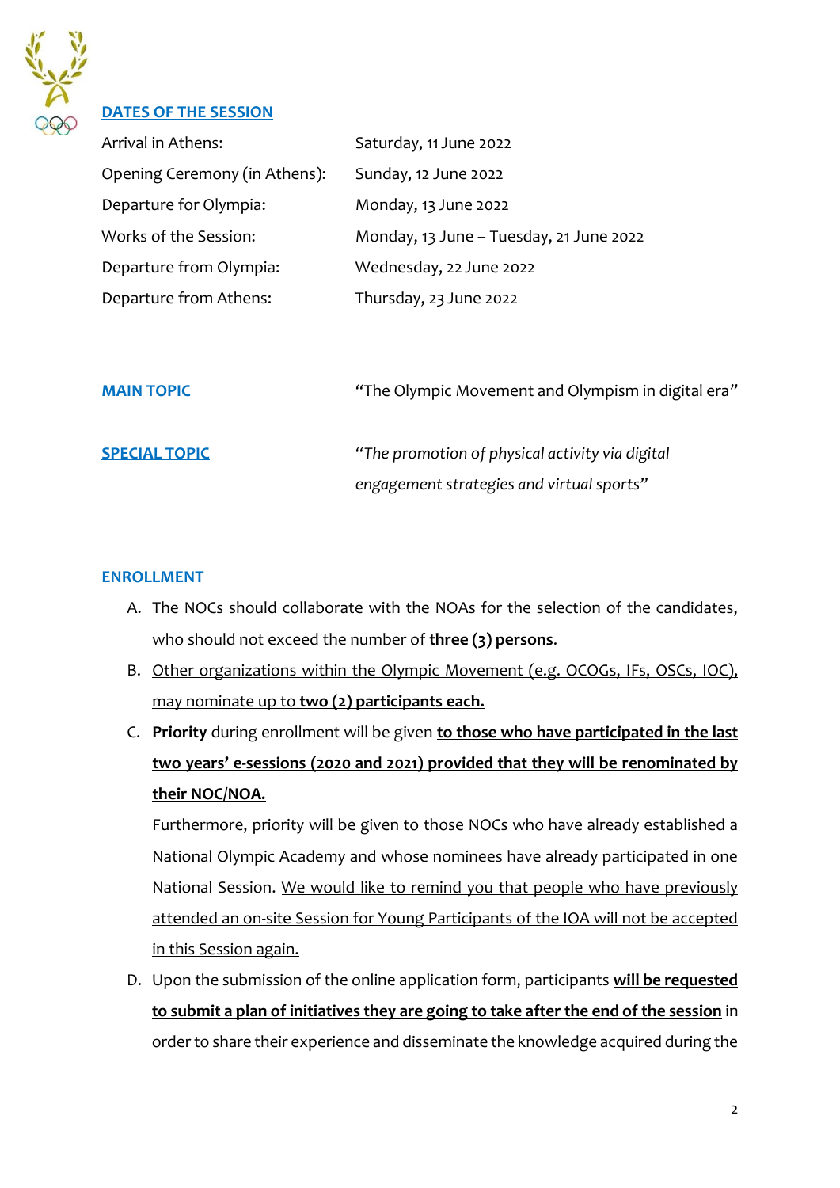## DATES OF THE SESSION

| | |
|---|---|
| Arrival in Athens: | Saturday, 11 June 2022 |
| Opening Ceremony (in Athens): | Sunday, 12 June 2022 |
| Departure for Olympia: | Monday, 13 June 2022 |
| Works of the Session: | Monday, 13 June – Tuesday, 21 June 2022 |
| Departure from Olympia: | Wednesday, 22 June 2022 |
| Departure from Athens: | Thursday, 23 June 2022 |

## MAIN TOPIC

"The Olympic Movement and Olympism in digital era"

## SPECIAL TOPIC

*"The promotion of physical activity via digital engagement strategies and virtual sports"*

## ENROLLMENT

A. The NOCs should collaborate with the NOAs for the selection of the candidates, who should not exceed the number of **three (3) persons**.

B. Other organizations within the Olympic Movement (e.g. OCOGs, IFs, OSCs, IOC), may nominate up to **two (2) participants each.**

C. **Priority** during enrollment will be given **to those who have participated in the last two years' e-sessions (2020 and 2021) provided that they will be renominated by their NOC/NOA.**

Furthermore, priority will be given to those NOCs who have already established a National Olympic Academy and whose nominees have already participated in one National Session. We would like to remind you that people who have previously attended an on-site Session for Young Participants of the IOA will not be accepted in this Session again.

D. Upon the submission of the online application form, participants **will be requested to submit a plan of initiatives they are going to take after the end of the session** in order to share their experience and disseminate the knowledge acquired during the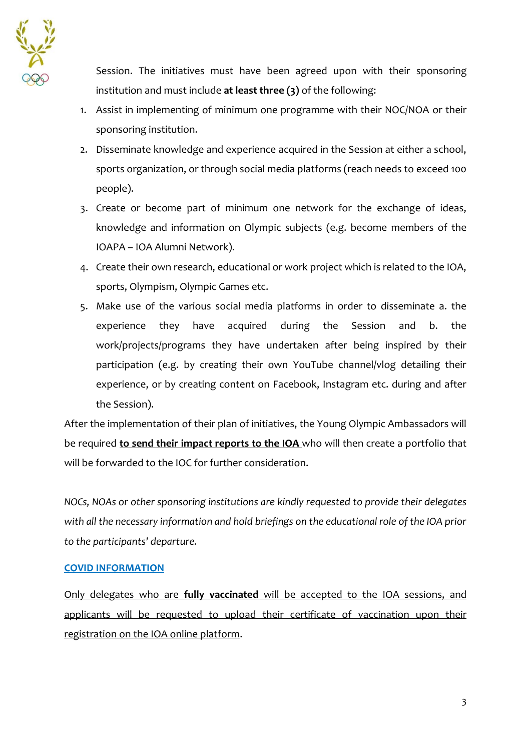Session. The initiatives must have been agreed upon with their sponsoring institution and must include **at least three (3)** of the following:

1. Assist in implementing of minimum one programme with their NOC/NOA or their sponsoring institution.
2. Disseminate knowledge and experience acquired in the Session at either a school, sports organization, or through social media platforms (reach needs to exceed 100 people).
3. Create or become part of minimum one network for the exchange of ideas, knowledge and information on Olympic subjects (e.g. become members of the IOAPA – IOA Alumni Network).
4. Create their own research, educational or work project which is related to the IOA, sports, Olympism, Olympic Games etc.
5. Make use of the various social media platforms in order to disseminate a. the experience they have acquired during the Session and b. the work/projects/programs they have undertaken after being inspired by their participation (e.g. by creating their own YouTube channel/vlog detailing their experience, or by creating content on Facebook, Instagram etc. during and after the Session).

After the implementation of their plan of initiatives, the Young Olympic Ambassadors will be required **to send their impact reports to the IOA** who will then create a portfolio that will be forwarded to the IOC for further consideration.

*NOCs, NOAs or other sponsoring institutions are kindly requested to provide their delegates with all the necessary information and hold briefings on the educational role of the IOA prior to the participants' departure.*

**COVID INFORMATION**

Only delegates who are **fully vaccinated** will be accepted to the IOA sessions, and applicants will be requested to upload their certificate of vaccination upon their registration on the IOA online platform.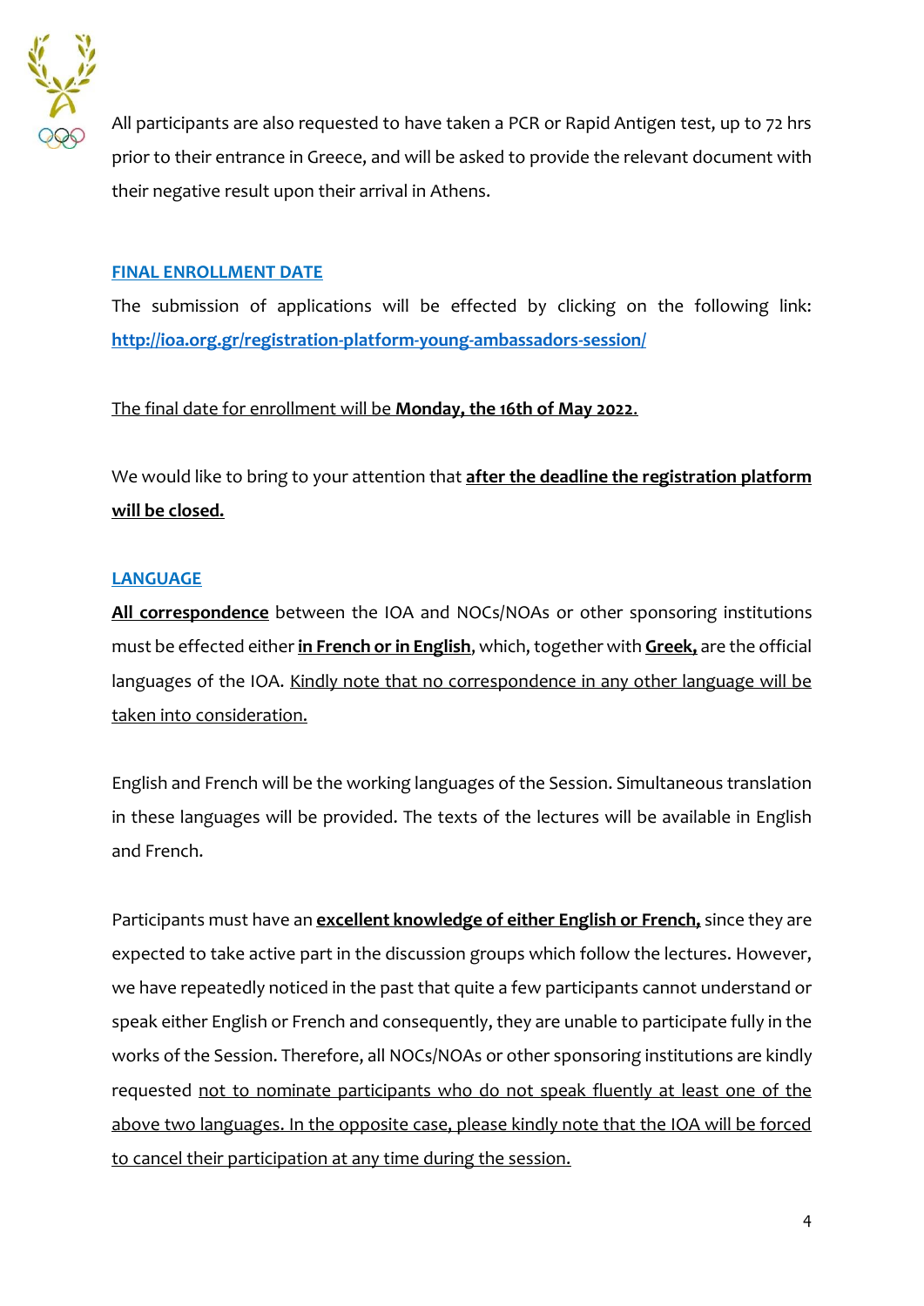All participants are also requested to have taken a PCR or Rapid Antigen test, up to 72 hrs prior to their entrance in Greece, and will be asked to provide the relevant document with their negative result upon their arrival in Athens.

## FINAL ENROLLMENT DATE

The submission of applications will be effected by clicking on the following link: **http://ioa.org.gr/registration-platform-young-ambassadors-session/**

The final date for enrollment will be **Monday, the 16th of May 2022**.

We would like to bring to your attention that **after the deadline the registration platform will be closed.**

## LANGUAGE

**All correspondence** between the IOA and NOCs/NOAs or other sponsoring institutions must be effected either **in French or in English**, which, together with **Greek,** are the official languages of the IOA. Kindly note that no correspondence in any other language will be taken into consideration.

English and French will be the working languages of the Session. Simultaneous translation in these languages will be provided. The texts of the lectures will be available in English and French.

Participants must have an **excellent knowledge of either English or French,** since they are expected to take active part in the discussion groups which follow the lectures. However, we have repeatedly noticed in the past that quite a few participants cannot understand or speak either English or French and consequently, they are unable to participate fully in the works of the Session. Therefore, all NOCs/NOAs or other sponsoring institutions are kindly requested not to nominate participants who do not speak fluently at least one of the above two languages. In the opposite case, please kindly note that the IOA will be forced to cancel their participation at any time during the session.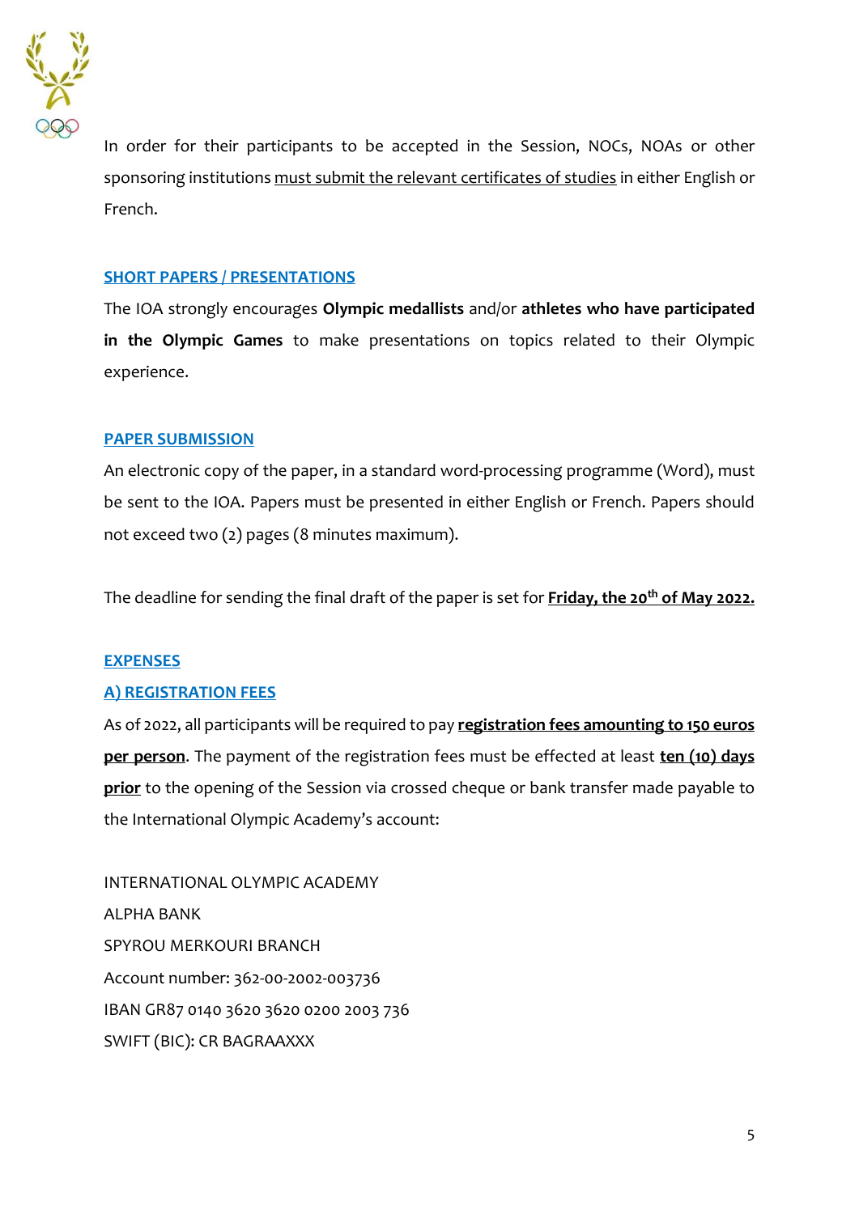In order for their participants to be accepted in the Session, NOCs, NOAs or other sponsoring institutions must submit the relevant certificates of studies in either English or French.

## SHORT PAPERS / PRESENTATIONS

The IOA strongly encourages **Olympic medallists** and/or **athletes who have participated in the Olympic Games** to make presentations on topics related to their Olympic experience.

## PAPER SUBMISSION

An electronic copy of the paper, in a standard word-processing programme (Word), must be sent to the IOA. Papers must be presented in either English or French. Papers should not exceed two (2) pages (8 minutes maximum).

The deadline for sending the final draft of the paper is set for **Friday, the 20th of May 2022.**

## EXPENSES

### A) REGISTRATION FEES

As of 2022, all participants will be required to pay **registration fees amounting to 150 euros per person**. The payment of the registration fees must be effected at least **ten (10) days prior** to the opening of the Session via crossed cheque or bank transfer made payable to the International Olympic Academy's account:

INTERNATIONAL OLYMPIC ACADEMY
ALPHA BANK
SPYROU MERKOURI BRANCH
Account number: 362-00-2002-003736
IBAN GR87 0140 3620 3620 0200 2003 736
SWIFT (BIC): CR BAGRAAXXX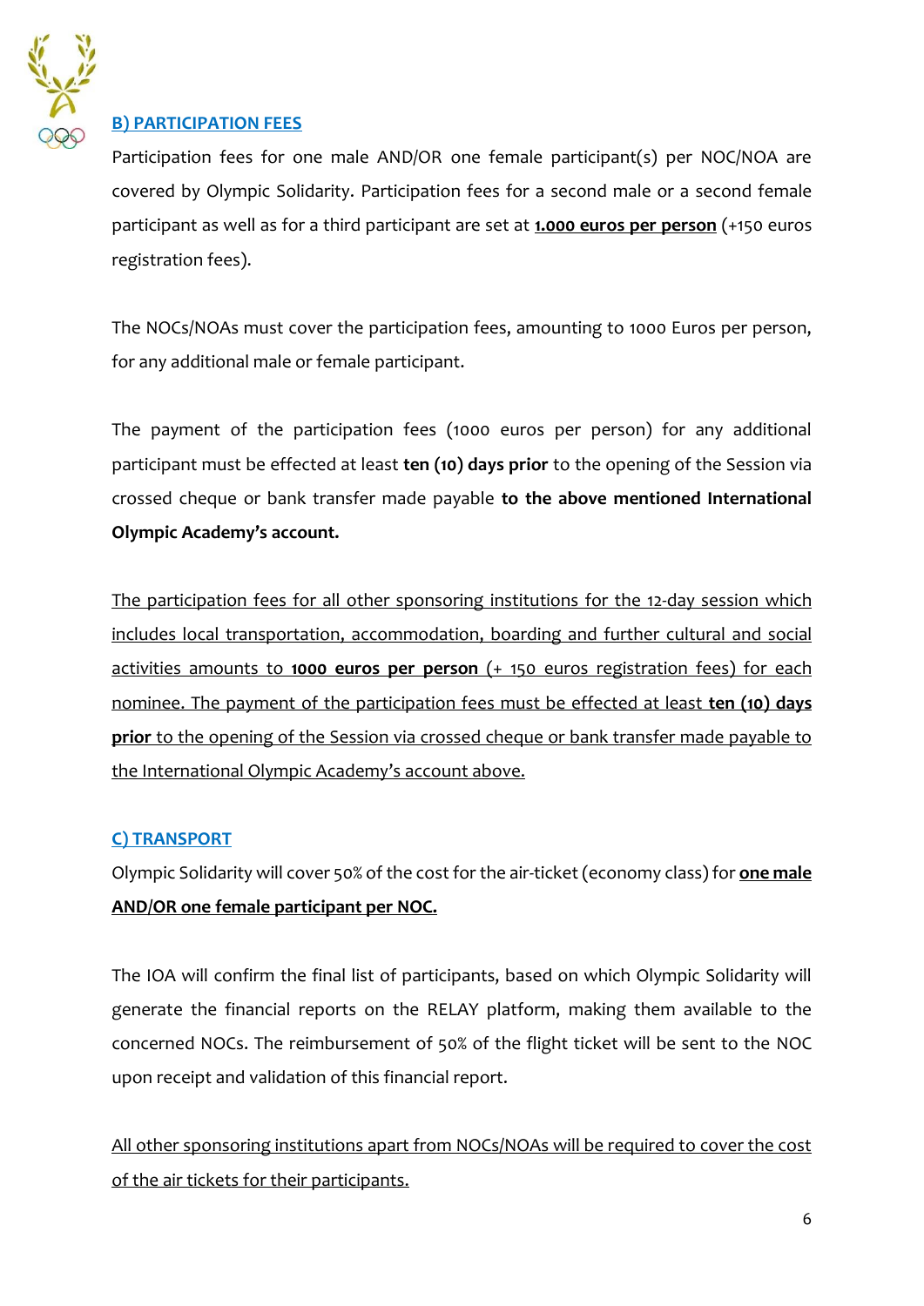## B) PARTICIPATION FEES

Participation fees for one male AND/OR one female participant(s) per NOC/NOA are covered by Olympic Solidarity. Participation fees for a second male or a second female participant as well as for a third participant are set at **1.000 euros per person** (+150 euros registration fees).

The NOCs/NOAs must cover the participation fees, amounting to 1000 Euros per person, for any additional male or female participant.

The payment of the participation fees (1000 euros per person) for any additional participant must be effected at least **ten (10) days prior** to the opening of the Session via crossed cheque or bank transfer made payable **to the above mentioned International Olympic Academy's account.**

The participation fees for all other sponsoring institutions for the 12-day session which includes local transportation, accommodation, boarding and further cultural and social activities amounts to **1000 euros per person** (+ 150 euros registration fees) for each nominee. The payment of the participation fees must be effected at least **ten (10) days prior** to the opening of the Session via crossed cheque or bank transfer made payable to the International Olympic Academy's account above.

## C) TRANSPORT

Olympic Solidarity will cover 50% of the cost for the air-ticket (economy class) for **one male AND/OR one female participant per NOC.**

The IOA will confirm the final list of participants, based on which Olympic Solidarity will generate the financial reports on the RELAY platform, making them available to the concerned NOCs. The reimbursement of 50% of the flight ticket will be sent to the NOC upon receipt and validation of this financial report.

All other sponsoring institutions apart from NOCs/NOAs will be required to cover the cost of the air tickets for their participants.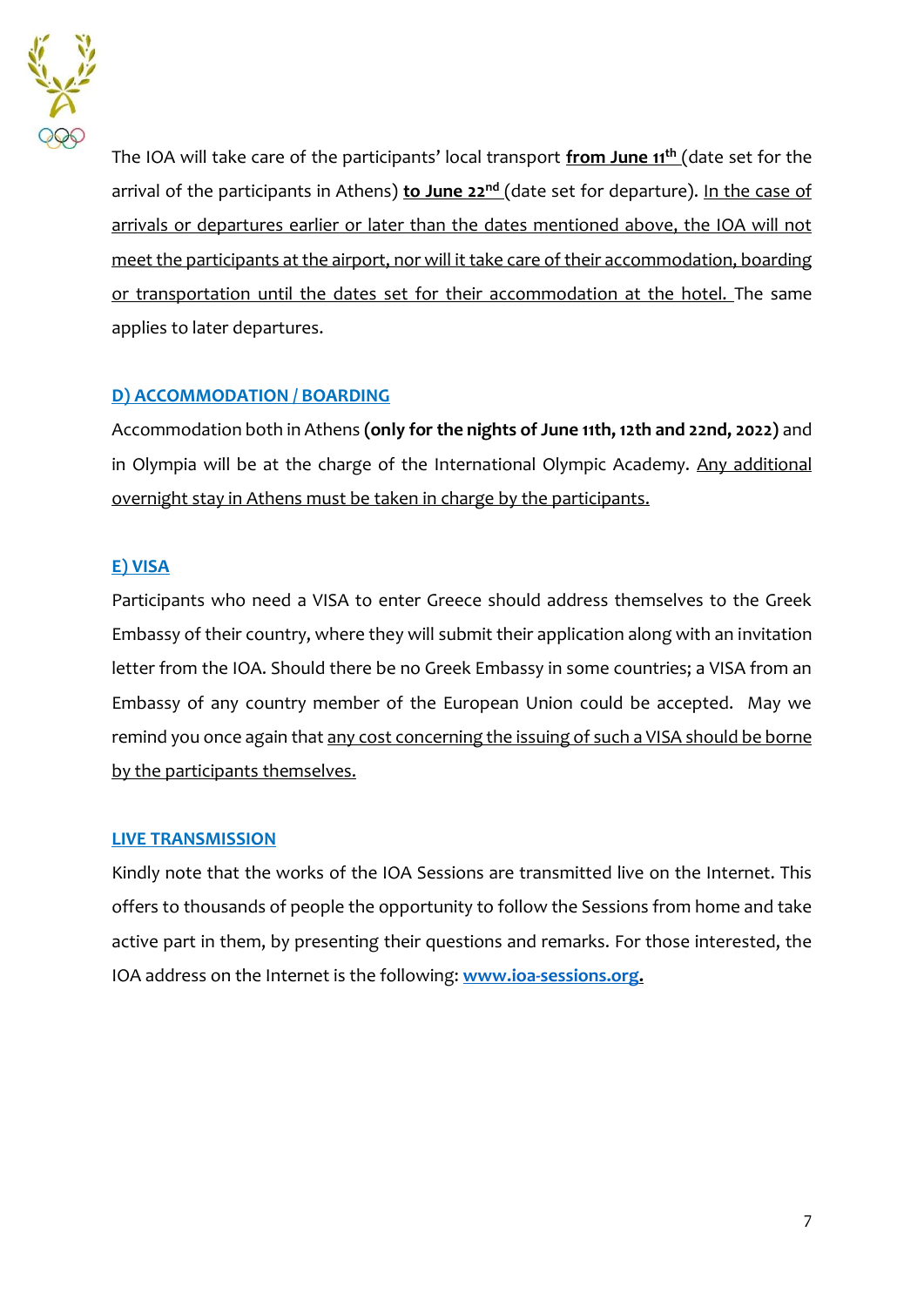The IOA will take care of the participants' local transport **from June 11th** (date set for the arrival of the participants in Athens) **to June 22nd** (date set for departure). In the case of arrivals or departures earlier or later than the dates mentioned above, the IOA will not meet the participants at the airport, nor will it take care of their accommodation, boarding or transportation until the dates set for their accommodation at the hotel. The same applies to later departures.

## D) ACCOMMODATION / BOARDING

Accommodation both in Athens **(only for the nights of June 11th, 12th and 22nd, 2022)** and in Olympia will be at the charge of the International Olympic Academy. Any additional overnight stay in Athens must be taken in charge by the participants.

## E) VISA

Participants who need a VISA to enter Greece should address themselves to the Greek Embassy of their country, where they will submit their application along with an invitation letter from the IOA. Should there be no Greek Embassy in some countries; a VISA from an Embassy of any country member of the European Union could be accepted. May we remind you once again that any cost concerning the issuing of such a VISA should be borne by the participants themselves.

## LIVE TRANSMISSION

Kindly note that the works of the IOA Sessions are transmitted live on the Internet. This offers to thousands of people the opportunity to follow the Sessions from home and take active part in them, by presenting their questions and remarks. For those interested, the IOA address on the Internet is the following: **www.ioa-sessions.org.**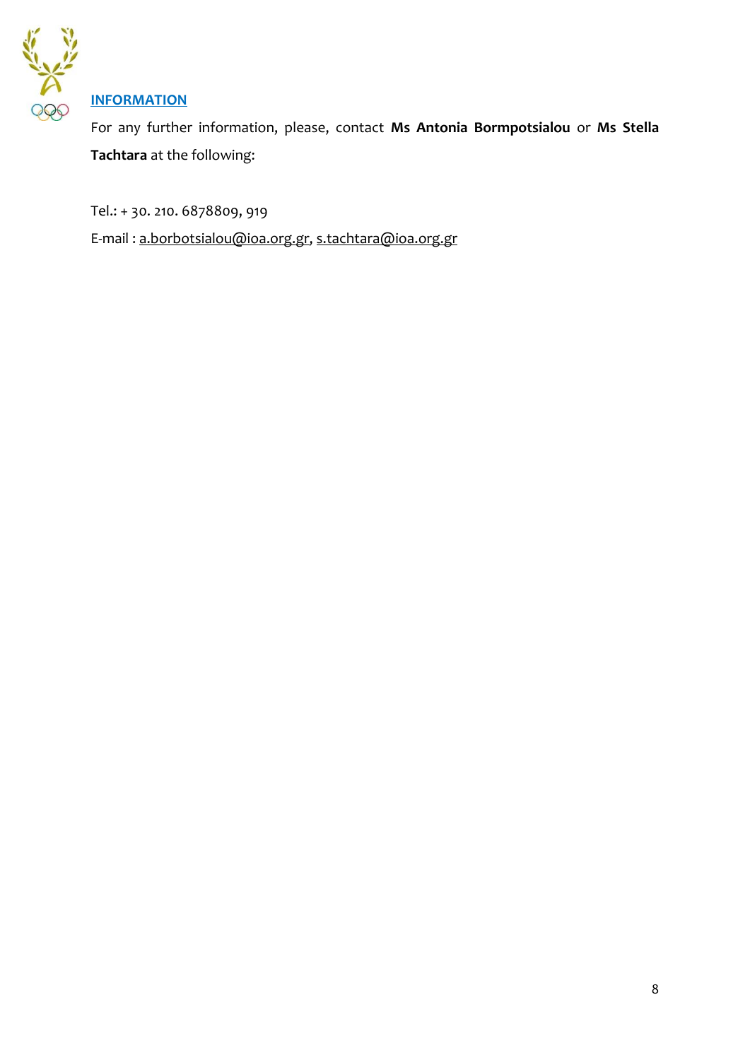## INFORMATION

For any further information, please, contact **Ms Antonia Bormpotsialou** or **Ms Stella Tachtara** at the following:

Tel.: + 30. 210. 6878809, 919

E-mail : a.borbotsialou@ioa.org.gr, s.tachtara@ioa.org.gr